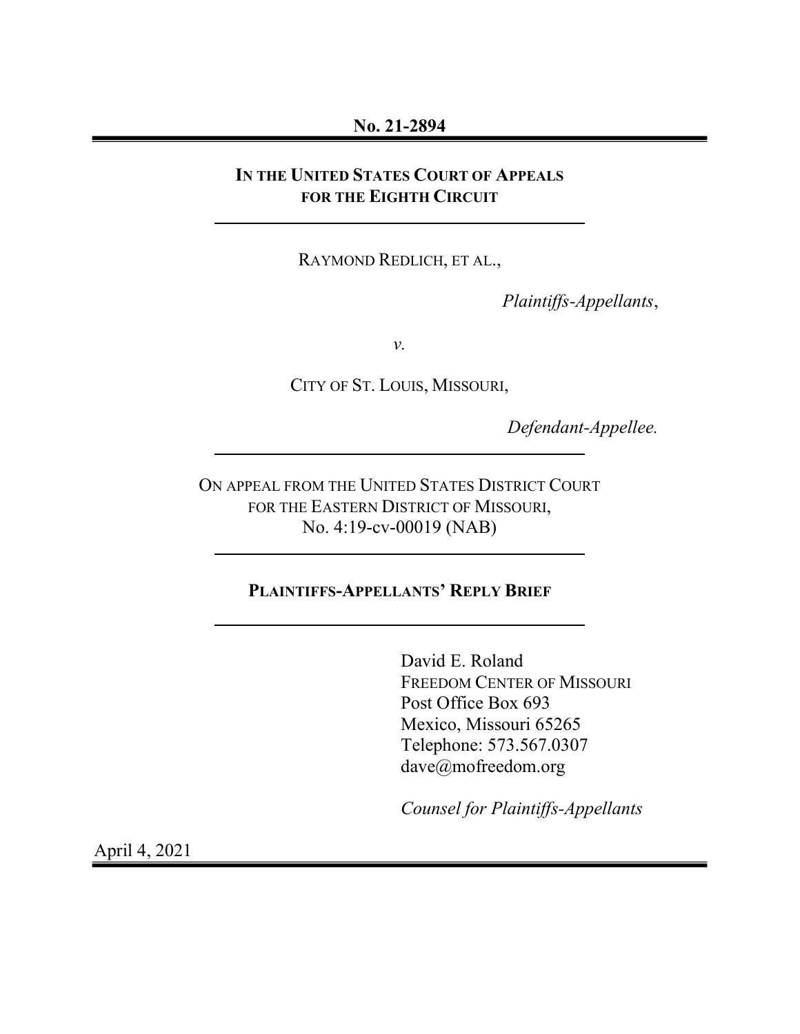**No. 21-2894**

---

**IN THE UNITED STATES COURT OF APPEALS FOR THE EIGHTH CIRCUIT**

---

RAYMOND REDLICH, ET AL.,

*Plaintiffs-Appellants*,

*v.*

CITY OF ST. LOUIS, MISSOURI,

*Defendant-Appellee.*

---

ON APPEAL FROM THE UNITED STATES DISTRICT COURT FOR THE EASTERN DISTRICT OF MISSOURI, No. 4:19-cv-00019 (NAB)

---

**PLAINTIFFS-APPELLANTS' REPLY BRIEF**

---

David E. Roland  
FREEDOM CENTER OF MISSOURI  
Post Office Box 693  
Mexico, Missouri 65265  
Telephone: 573.567.0307  
dave@mofreedom.org

*Counsel for Plaintiffs-Appellants*

April 4, 2021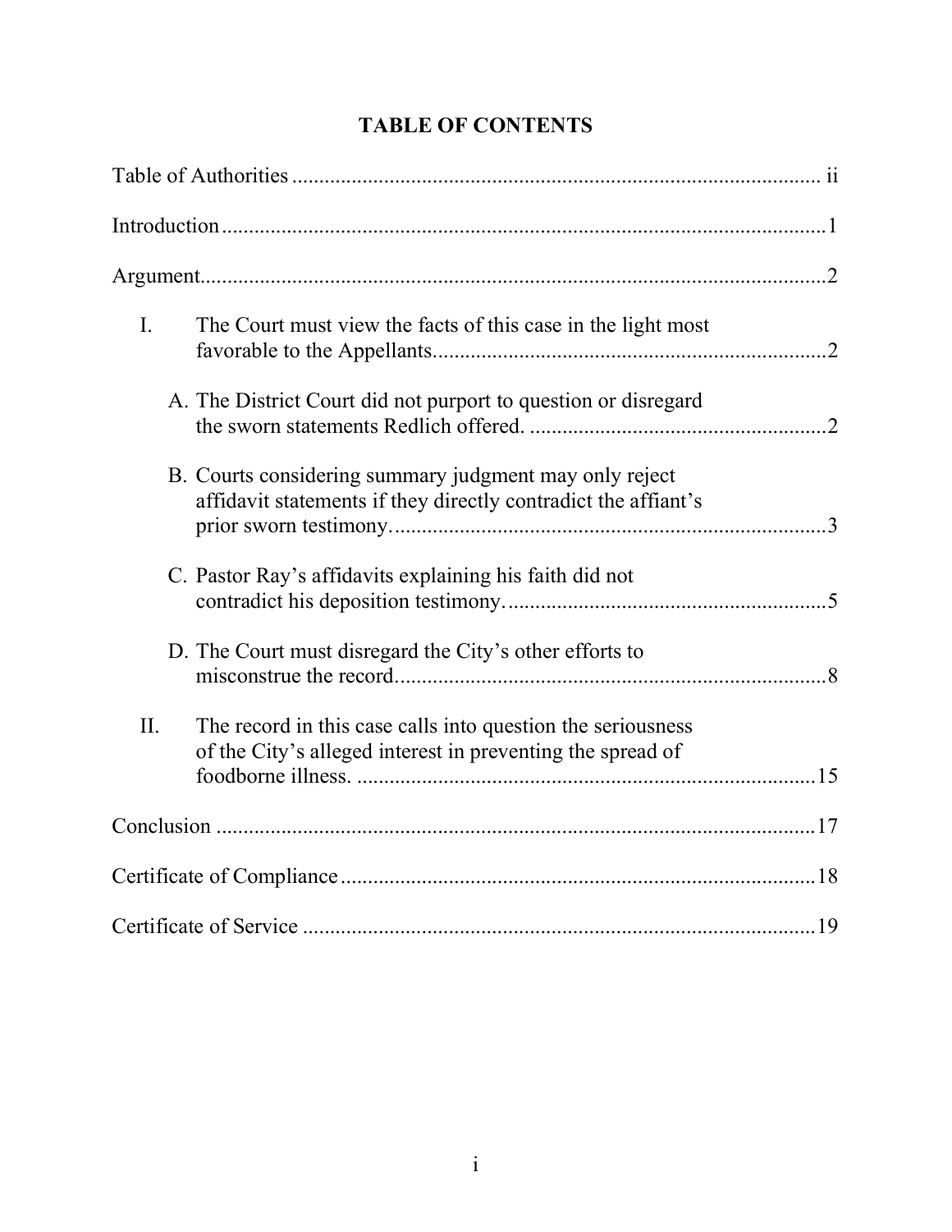# TABLE OF CONTENTS

Table of Authorities ........................................................................................ ii

Introduction ........................................................................................................1

Argument............................................................................................................2

I. The Court must view the facts of this case in the light most favorable to the Appellants........................................................................2

   A. The District Court did not purport to question or disregard the sworn statements Redlich offered. .......................................................2

   B. Courts considering summary judgment may only reject affidavit statements if they directly contradict the affiant's prior sworn testimony..................................................................................3

   C. Pastor Ray's affidavits explaining his faith did not contradict his deposition testimony............................................................5

   D. The Court must disregard the City's other efforts to misconstrue the record................................................................................8

II. The record in this case calls into question the seriousness of the City's alleged interest in preventing the spread of foodborne illness. ......................................................................................15

Conclusion .........................................................................................................17

Certificate of Compliance ..................................................................................18

Certificate of Service .........................................................................................19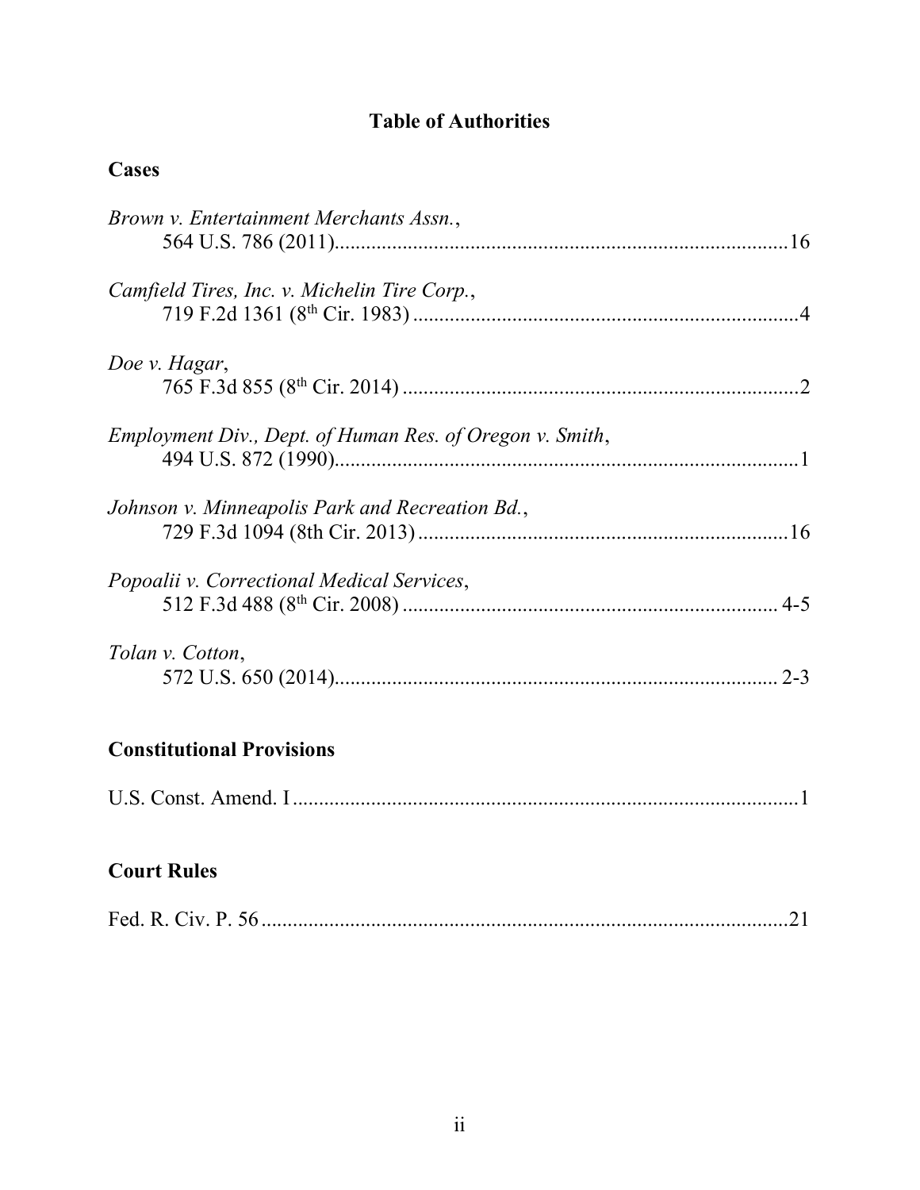# Table of Authorities

## Cases

*Brown v. Entertainment Merchants Assn.*,
564 U.S. 786 (2011) ........................................................................................ 16

*Camfield Tires, Inc. v. Michelin Tire Corp.*,
719 F.2d 1361 (8th Cir. 1983) ........................................................................ 4

*Doe v. Hagar*,
765 F.3d 855 (8th Cir. 2014) .......................................................................... 2

*Employment Div., Dept. of Human Res. of Oregon v. Smith*,
494 U.S. 872 (1990) ........................................................................................ 1

*Johnson v. Minneapolis Park and Recreation Bd.*,
729 F.3d 1094 (8th Cir. 2013) ...................................................................... 16

*Popoalii v. Correctional Medical Services*,
512 F.3d 488 (8th Cir. 2008) ...................................................................... 4-5

*Tolan v. Cotton*,
572 U.S. 650 (2014) .................................................................................... 2-3

## Constitutional Provisions

U.S. Const. Amend. I ........................................................................................ 1

## Court Rules

Fed. R. Civ. P. 56 ............................................................................................ 21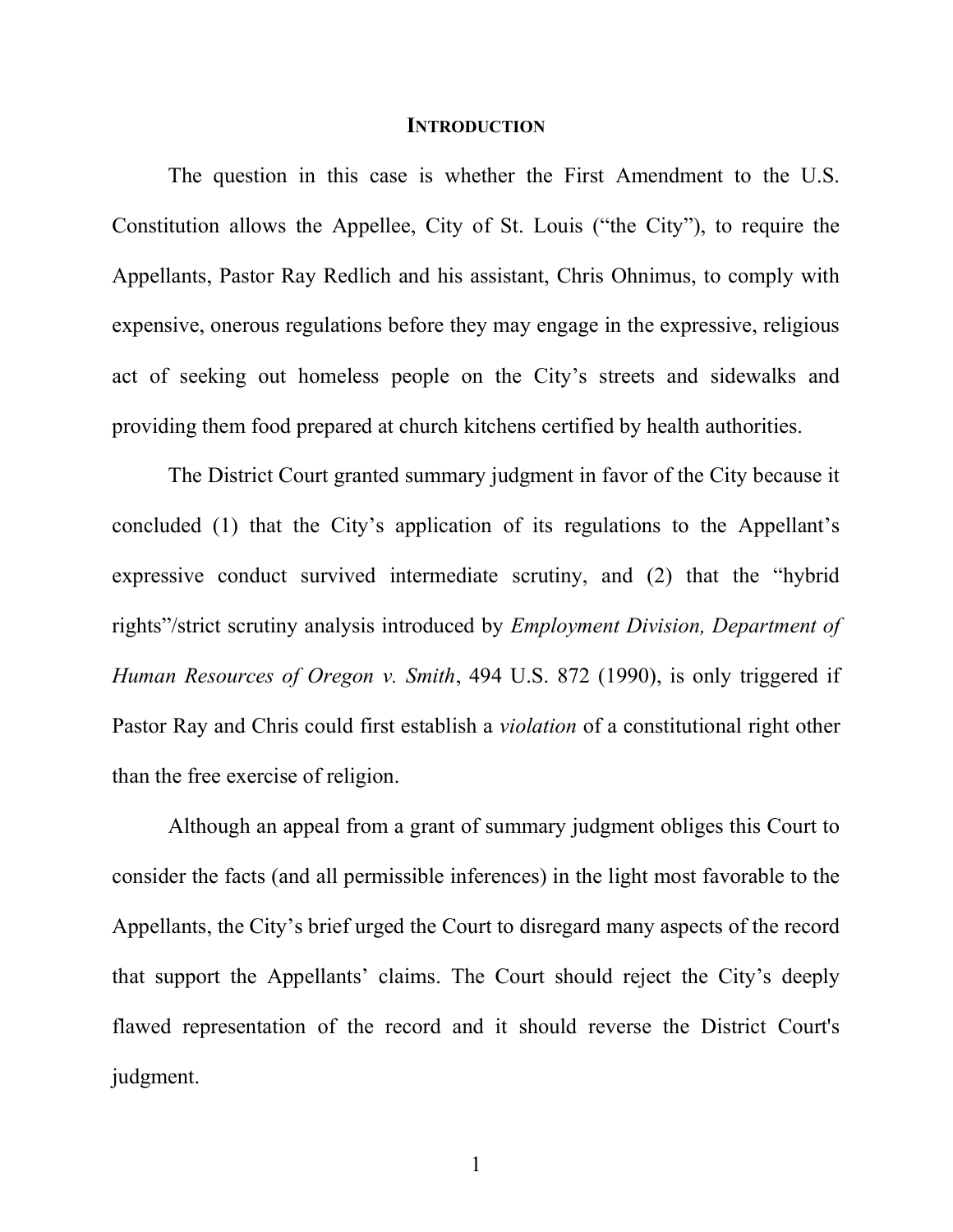## INTRODUCTION

The question in this case is whether the First Amendment to the U.S. Constitution allows the Appellee, City of St. Louis ("the City"), to require the Appellants, Pastor Ray Redlich and his assistant, Chris Ohnimus, to comply with expensive, onerous regulations before they may engage in the expressive, religious act of seeking out homeless people on the City's streets and sidewalks and providing them food prepared at church kitchens certified by health authorities.

The District Court granted summary judgment in favor of the City because it concluded (1) that the City's application of its regulations to the Appellant's expressive conduct survived intermediate scrutiny, and (2) that the "hybrid rights"/strict scrutiny analysis introduced by *Employment Division, Department of Human Resources of Oregon v. Smith*, 494 U.S. 872 (1990), is only triggered if Pastor Ray and Chris could first establish a *violation* of a constitutional right other than the free exercise of religion.

Although an appeal from a grant of summary judgment obliges this Court to consider the facts (and all permissible inferences) in the light most favorable to the Appellants, the City's brief urged the Court to disregard many aspects of the record that support the Appellants' claims. The Court should reject the City's deeply flawed representation of the record and it should reverse the District Court's judgment.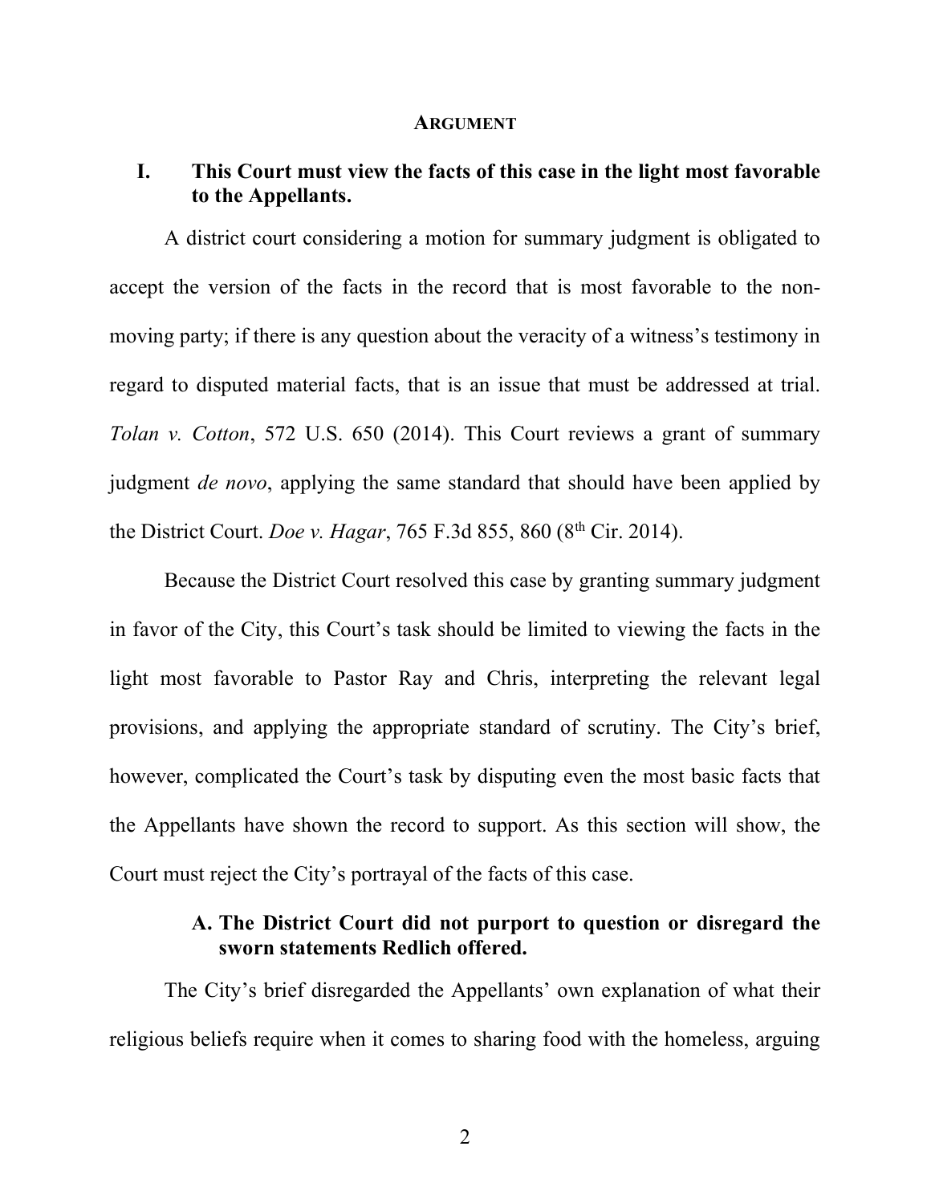## ARGUMENT

### I. This Court must view the facts of this case in the light most favorable to the Appellants.

A district court considering a motion for summary judgment is obligated to accept the version of the facts in the record that is most favorable to the non-moving party; if there is any question about the veracity of a witness's testimony in regard to disputed material facts, that is an issue that must be addressed at trial. *Tolan v. Cotton*, 572 U.S. 650 (2014). This Court reviews a grant of summary judgment *de novo*, applying the same standard that should have been applied by the District Court. *Doe v. Hagar*, 765 F.3d 855, 860 (8th Cir. 2014).

Because the District Court resolved this case by granting summary judgment in favor of the City, this Court's task should be limited to viewing the facts in the light most favorable to Pastor Ray and Chris, interpreting the relevant legal provisions, and applying the appropriate standard of scrutiny. The City's brief, however, complicated the Court's task by disputing even the most basic facts that the Appellants have shown the record to support. As this section will show, the Court must reject the City's portrayal of the facts of this case.

#### A. The District Court did not purport to question or disregard the sworn statements Redlich offered.

The City's brief disregarded the Appellants' own explanation of what their religious beliefs require when it comes to sharing food with the homeless, arguing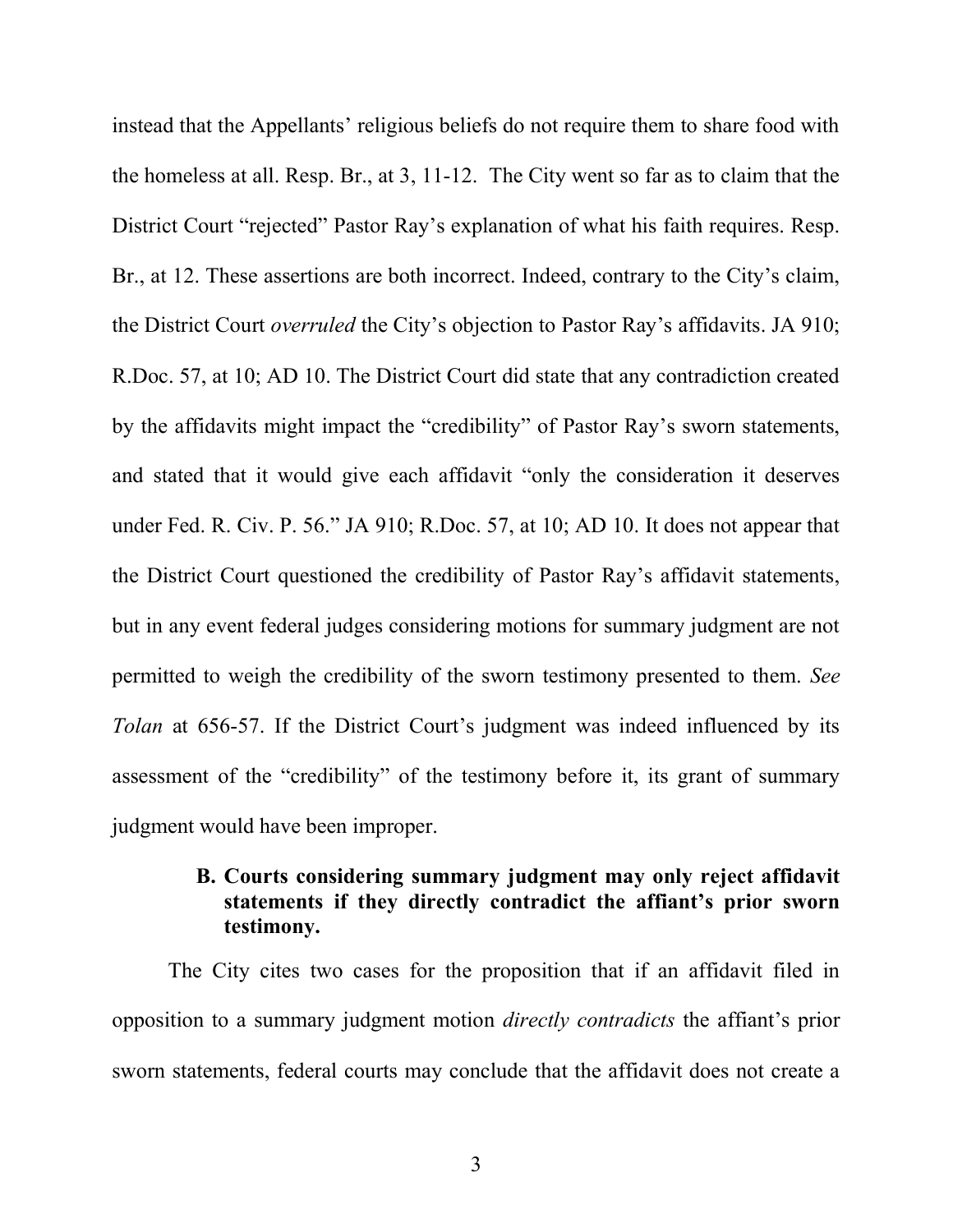instead that the Appellants' religious beliefs do not require them to share food with the homeless at all. Resp. Br., at 3, 11-12. The City went so far as to claim that the District Court "rejected" Pastor Ray's explanation of what his faith requires. Resp. Br., at 12. These assertions are both incorrect. Indeed, contrary to the City's claim, the District Court *overruled* the City's objection to Pastor Ray's affidavits. JA 910; R.Doc. 57, at 10; AD 10. The District Court did state that any contradiction created by the affidavits might impact the "credibility" of Pastor Ray's sworn statements, and stated that it would give each affidavit "only the consideration it deserves under Fed. R. Civ. P. 56." JA 910; R.Doc. 57, at 10; AD 10. It does not appear that the District Court questioned the credibility of Pastor Ray's affidavit statements, but in any event federal judges considering motions for summary judgment are not permitted to weigh the credibility of the sworn testimony presented to them. *See Tolan* at 656-57. If the District Court's judgment was indeed influenced by its assessment of the "credibility" of the testimony before it, its grant of summary judgment would have been improper.

### B. Courts considering summary judgment may only reject affidavit statements if they directly contradict the affiant's prior sworn testimony.

The City cites two cases for the proposition that if an affidavit filed in opposition to a summary judgment motion *directly contradicts* the affiant's prior sworn statements, federal courts may conclude that the affidavit does not create a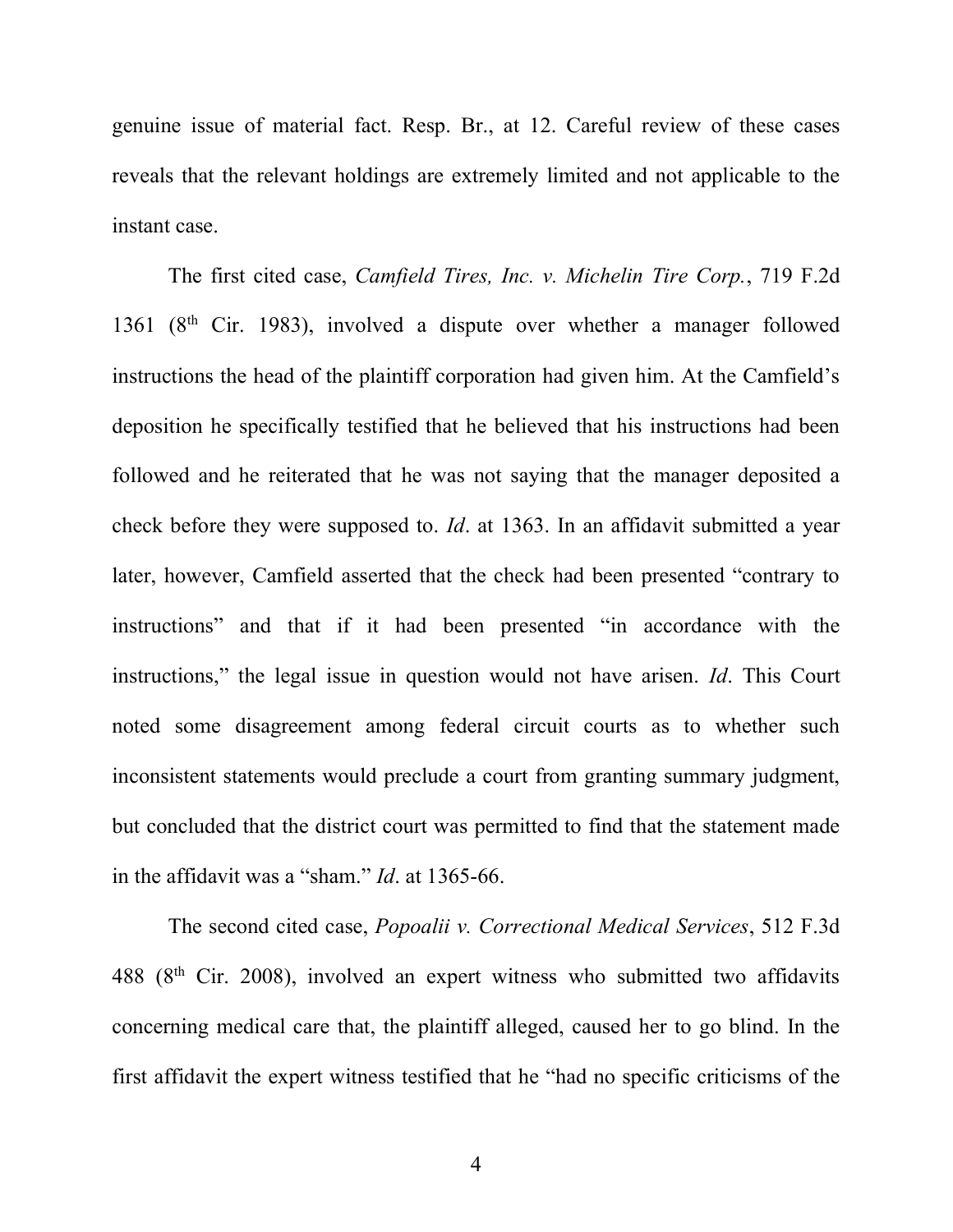genuine issue of material fact. Resp. Br., at 12. Careful review of these cases reveals that the relevant holdings are extremely limited and not applicable to the instant case.

The first cited case, *Camfield Tires, Inc. v. Michelin Tire Corp.*, 719 F.2d 1361 (8th Cir. 1983), involved a dispute over whether a manager followed instructions the head of the plaintiff corporation had given him. At the Camfield's deposition he specifically testified that he believed that his instructions had been followed and he reiterated that he was not saying that the manager deposited a check before they were supposed to. *Id*. at 1363. In an affidavit submitted a year later, however, Camfield asserted that the check had been presented "contrary to instructions" and that if it had been presented "in accordance with the instructions," the legal issue in question would not have arisen. *Id*. This Court noted some disagreement among federal circuit courts as to whether such inconsistent statements would preclude a court from granting summary judgment, but concluded that the district court was permitted to find that the statement made in the affidavit was a "sham." *Id*. at 1365-66.

The second cited case, *Popoalii v. Correctional Medical Services*, 512 F.3d 488 (8th Cir. 2008), involved an expert witness who submitted two affidavits concerning medical care that, the plaintiff alleged, caused her to go blind. In the first affidavit the expert witness testified that he "had no specific criticisms of the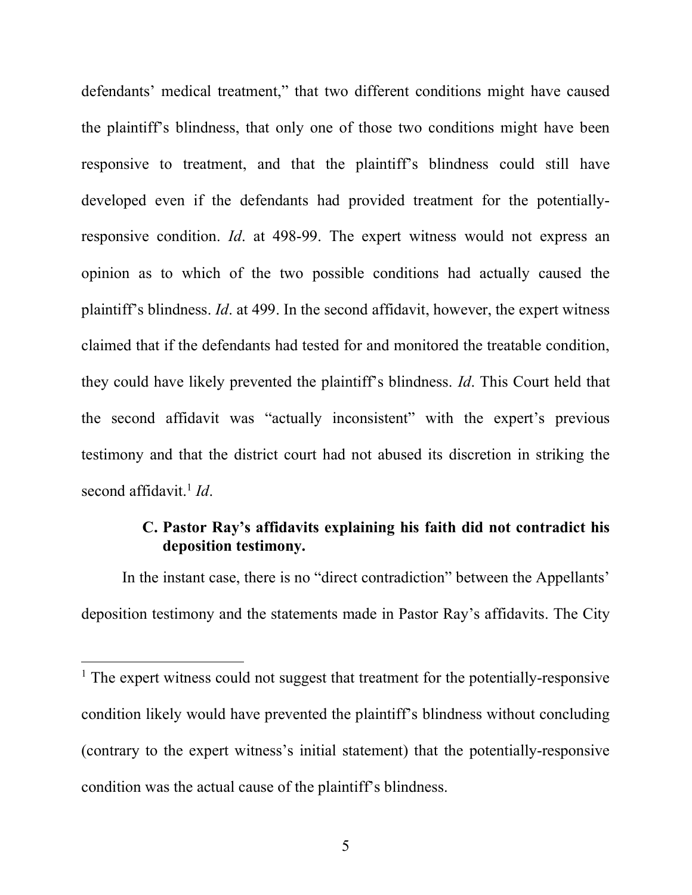defendants' medical treatment," that two different conditions might have caused the plaintiff's blindness, that only one of those two conditions might have been responsive to treatment, and that the plaintiff's blindness could still have developed even if the defendants had provided treatment for the potentially-responsive condition. *Id*. at 498-99. The expert witness would not express an opinion as to which of the two possible conditions had actually caused the plaintiff's blindness. *Id*. at 499. In the second affidavit, however, the expert witness claimed that if the defendants had tested for and monitored the treatable condition, they could have likely prevented the plaintiff's blindness. *Id*. This Court held that the second affidavit was "actually inconsistent" with the expert's previous testimony and that the district court had not abused its discretion in striking the second affidavit.[1] *Id*.

### C. Pastor Ray's affidavits explaining his faith did not contradict his deposition testimony.

In the instant case, there is no "direct contradiction" between the Appellants' deposition testimony and the statements made in Pastor Ray's affidavits. The City

---

[1] The expert witness could not suggest that treatment for the potentially-responsive condition likely would have prevented the plaintiff's blindness without concluding (contrary to the expert witness's initial statement) that the potentially-responsive condition was the actual cause of the plaintiff's blindness.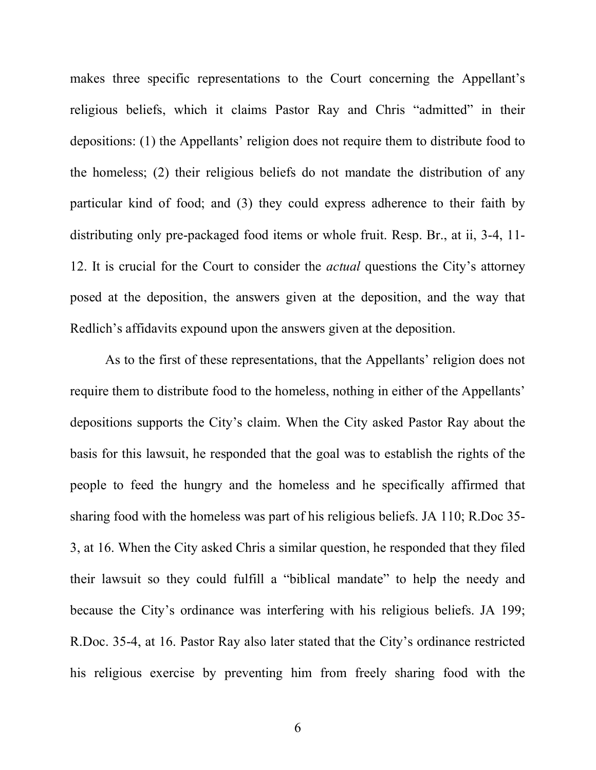makes three specific representations to the Court concerning the Appellant's religious beliefs, which it claims Pastor Ray and Chris "admitted" in their depositions: (1) the Appellants' religion does not require them to distribute food to the homeless; (2) their religious beliefs do not mandate the distribution of any particular kind of food; and (3) they could express adherence to their faith by distributing only pre-packaged food items or whole fruit. Resp. Br., at ii, 3-4, 11-12. It is crucial for the Court to consider the *actual* questions the City's attorney posed at the deposition, the answers given at the deposition, and the way that Redlich's affidavits expound upon the answers given at the deposition.

As to the first of these representations, that the Appellants' religion does not require them to distribute food to the homeless, nothing in either of the Appellants' depositions supports the City's claim. When the City asked Pastor Ray about the basis for this lawsuit, he responded that the goal was to establish the rights of the people to feed the hungry and the homeless and he specifically affirmed that sharing food with the homeless was part of his religious beliefs. JA 110; R.Doc 35-3, at 16. When the City asked Chris a similar question, he responded that they filed their lawsuit so they could fulfill a "biblical mandate" to help the needy and because the City's ordinance was interfering with his religious beliefs. JA 199; R.Doc. 35-4, at 16. Pastor Ray also later stated that the City's ordinance restricted his religious exercise by preventing him from freely sharing food with the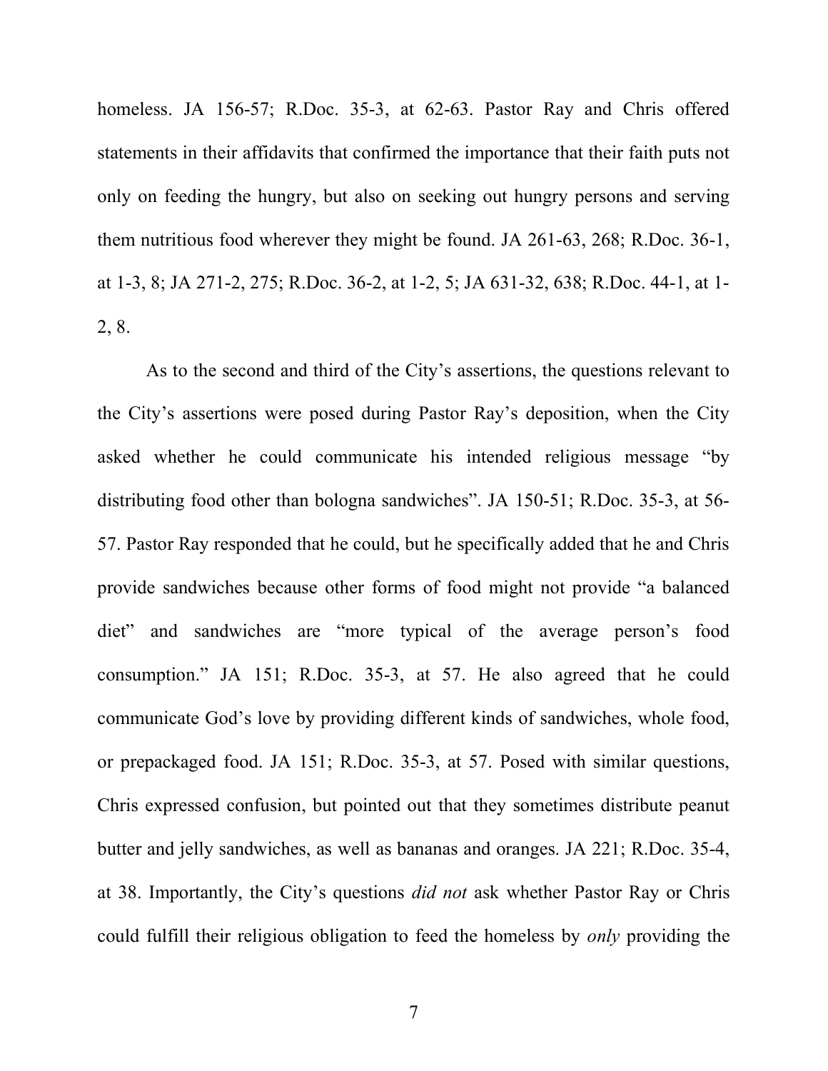homeless. JA 156-57; R.Doc. 35-3, at 62-63. Pastor Ray and Chris offered statements in their affidavits that confirmed the importance that their faith puts not only on feeding the hungry, but also on seeking out hungry persons and serving them nutritious food wherever they might be found. JA 261-63, 268; R.Doc. 36-1, at 1-3, 8; JA 271-2, 275; R.Doc. 36-2, at 1-2, 5; JA 631-32, 638; R.Doc. 44-1, at 1-2, 8.

As to the second and third of the City's assertions, the questions relevant to the City's assertions were posed during Pastor Ray's deposition, when the City asked whether he could communicate his intended religious message "by distributing food other than bologna sandwiches". JA 150-51; R.Doc. 35-3, at 56-57. Pastor Ray responded that he could, but he specifically added that he and Chris provide sandwiches because other forms of food might not provide "a balanced diet" and sandwiches are "more typical of the average person's food consumption." JA 151; R.Doc. 35-3, at 57. He also agreed that he could communicate God's love by providing different kinds of sandwiches, whole food, or prepackaged food. JA 151; R.Doc. 35-3, at 57. Posed with similar questions, Chris expressed confusion, but pointed out that they sometimes distribute peanut butter and jelly sandwiches, as well as bananas and oranges. JA 221; R.Doc. 35-4, at 38. Importantly, the City's questions *did not* ask whether Pastor Ray or Chris could fulfill their religious obligation to feed the homeless by *only* providing the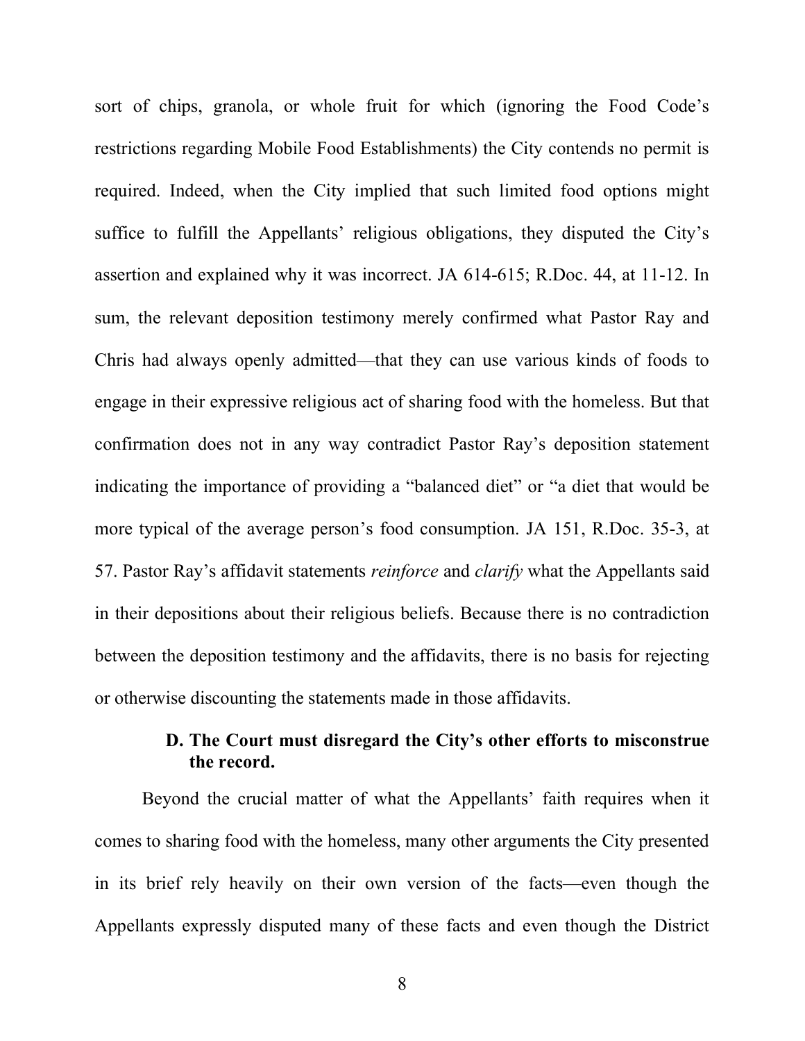sort of chips, granola, or whole fruit for which (ignoring the Food Code's restrictions regarding Mobile Food Establishments) the City contends no permit is required. Indeed, when the City implied that such limited food options might suffice to fulfill the Appellants' religious obligations, they disputed the City's assertion and explained why it was incorrect. JA 614-615; R.Doc. 44, at 11-12. In sum, the relevant deposition testimony merely confirmed what Pastor Ray and Chris had always openly admitted—that they can use various kinds of foods to engage in their expressive religious act of sharing food with the homeless. But that confirmation does not in any way contradict Pastor Ray's deposition statement indicating the importance of providing a "balanced diet" or "a diet that would be more typical of the average person's food consumption. JA 151, R.Doc. 35-3, at 57. Pastor Ray's affidavit statements *reinforce* and *clarify* what the Appellants said in their depositions about their religious beliefs. Because there is no contradiction between the deposition testimony and the affidavits, there is no basis for rejecting or otherwise discounting the statements made in those affidavits.

### D. The Court must disregard the City's other efforts to misconstrue the record.

Beyond the crucial matter of what the Appellants' faith requires when it comes to sharing food with the homeless, many other arguments the City presented in its brief rely heavily on their own version of the facts—even though the Appellants expressly disputed many of these facts and even though the District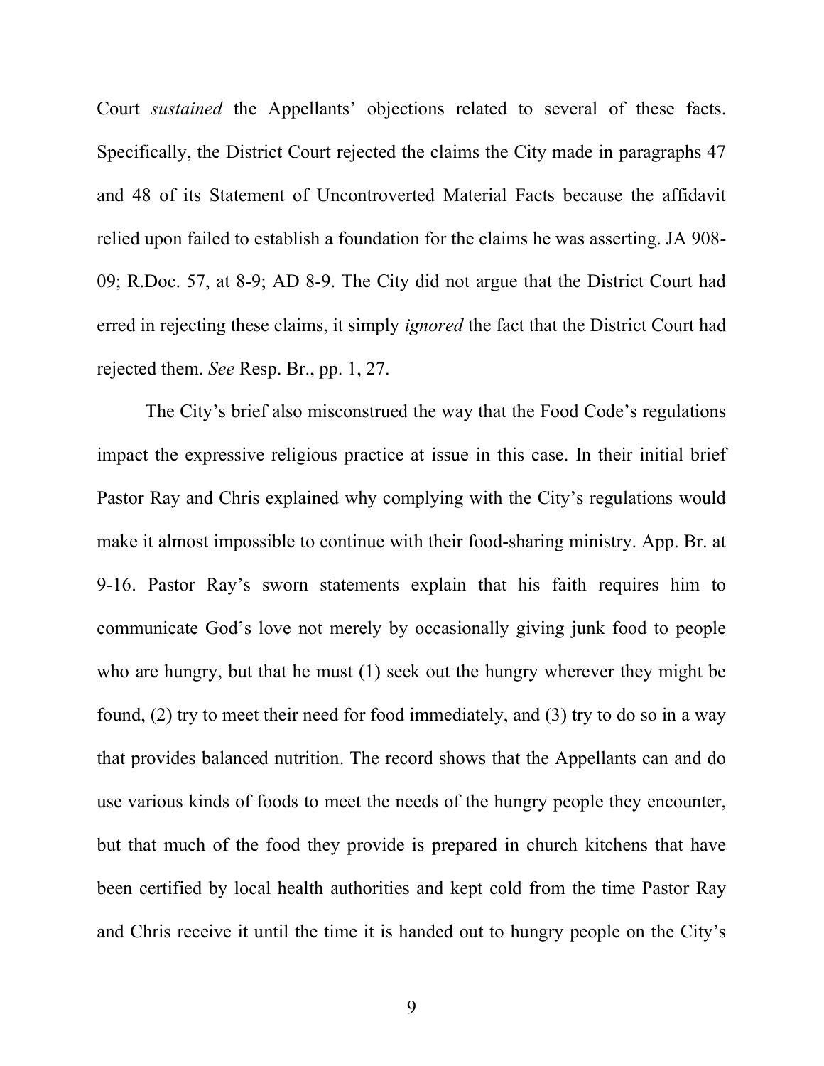Court *sustained* the Appellants' objections related to several of these facts. Specifically, the District Court rejected the claims the City made in paragraphs 47 and 48 of its Statement of Uncontroverted Material Facts because the affidavit relied upon failed to establish a foundation for the claims he was asserting. JA 908-09; R.Doc. 57, at 8-9; AD 8-9. The City did not argue that the District Court had erred in rejecting these claims, it simply *ignored* the fact that the District Court had rejected them. *See* Resp. Br., pp. 1, 27.

The City's brief also misconstrued the way that the Food Code's regulations impact the expressive religious practice at issue in this case. In their initial brief Pastor Ray and Chris explained why complying with the City's regulations would make it almost impossible to continue with their food-sharing ministry. App. Br. at 9-16. Pastor Ray's sworn statements explain that his faith requires him to communicate God's love not merely by occasionally giving junk food to people who are hungry, but that he must (1) seek out the hungry wherever they might be found, (2) try to meet their need for food immediately, and (3) try to do so in a way that provides balanced nutrition. The record shows that the Appellants can and do use various kinds of foods to meet the needs of the hungry people they encounter, but that much of the food they provide is prepared in church kitchens that have been certified by local health authorities and kept cold from the time Pastor Ray and Chris receive it until the time it is handed out to hungry people on the City's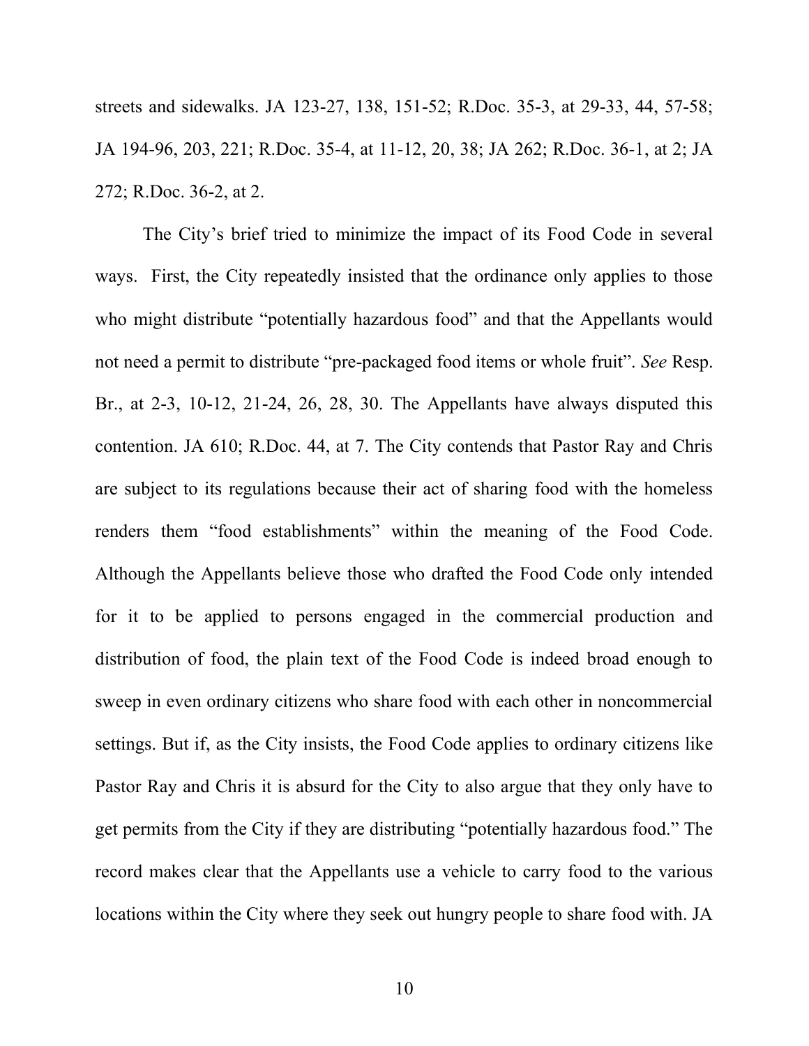streets and sidewalks. JA 123-27, 138, 151-52; R.Doc. 35-3, at 29-33, 44, 57-58; JA 194-96, 203, 221; R.Doc. 35-4, at 11-12, 20, 38; JA 262; R.Doc. 36-1, at 2; JA 272; R.Doc. 36-2, at 2.

The City's brief tried to minimize the impact of its Food Code in several ways. First, the City repeatedly insisted that the ordinance only applies to those who might distribute "potentially hazardous food" and that the Appellants would not need a permit to distribute "pre-packaged food items or whole fruit". *See* Resp. Br., at 2-3, 10-12, 21-24, 26, 28, 30. The Appellants have always disputed this contention. JA 610; R.Doc. 44, at 7. The City contends that Pastor Ray and Chris are subject to its regulations because their act of sharing food with the homeless renders them "food establishments" within the meaning of the Food Code. Although the Appellants believe those who drafted the Food Code only intended for it to be applied to persons engaged in the commercial production and distribution of food, the plain text of the Food Code is indeed broad enough to sweep in even ordinary citizens who share food with each other in noncommercial settings. But if, as the City insists, the Food Code applies to ordinary citizens like Pastor Ray and Chris it is absurd for the City to also argue that they only have to get permits from the City if they are distributing "potentially hazardous food." The record makes clear that the Appellants use a vehicle to carry food to the various locations within the City where they seek out hungry people to share food with. JA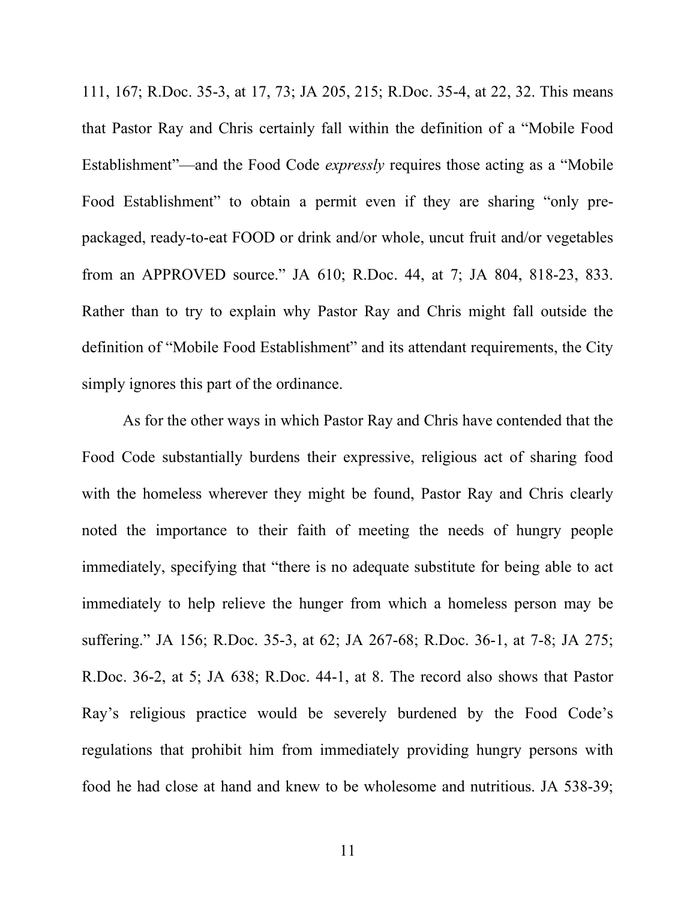111, 167; R.Doc. 35-3, at 17, 73; JA 205, 215; R.Doc. 35-4, at 22, 32. This means that Pastor Ray and Chris certainly fall within the definition of a "Mobile Food Establishment"—and the Food Code *expressly* requires those acting as a "Mobile Food Establishment" to obtain a permit even if they are sharing "only pre-packaged, ready-to-eat FOOD or drink and/or whole, uncut fruit and/or vegetables from an APPROVED source." JA 610; R.Doc. 44, at 7; JA 804, 818-23, 833. Rather than to try to explain why Pastor Ray and Chris might fall outside the definition of "Mobile Food Establishment" and its attendant requirements, the City simply ignores this part of the ordinance.

As for the other ways in which Pastor Ray and Chris have contended that the Food Code substantially burdens their expressive, religious act of sharing food with the homeless wherever they might be found, Pastor Ray and Chris clearly noted the importance to their faith of meeting the needs of hungry people immediately, specifying that "there is no adequate substitute for being able to act immediately to help relieve the hunger from which a homeless person may be suffering." JA 156; R.Doc. 35-3, at 62; JA 267-68; R.Doc. 36-1, at 7-8; JA 275; R.Doc. 36-2, at 5; JA 638; R.Doc. 44-1, at 8. The record also shows that Pastor Ray's religious practice would be severely burdened by the Food Code's regulations that prohibit him from immediately providing hungry persons with food he had close at hand and knew to be wholesome and nutritious. JA 538-39;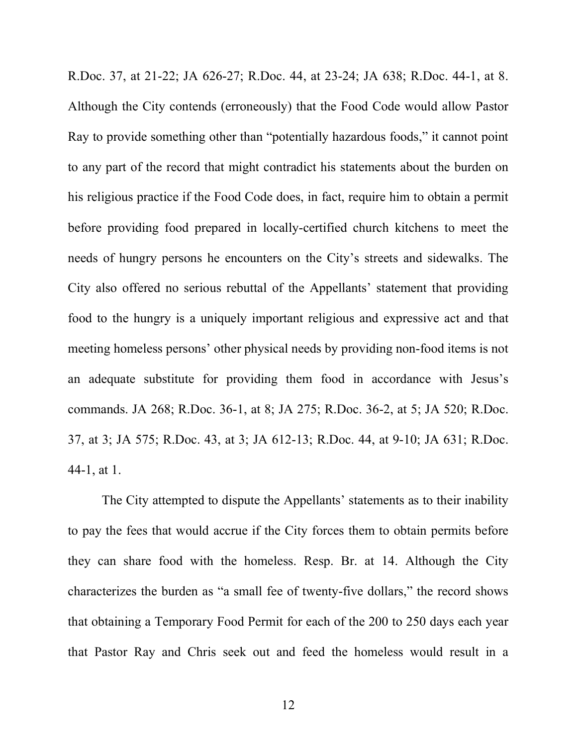R.Doc. 37, at 21-22; JA 626-27; R.Doc. 44, at 23-24; JA 638; R.Doc. 44-1, at 8. Although the City contends (erroneously) that the Food Code would allow Pastor Ray to provide something other than "potentially hazardous foods," it cannot point to any part of the record that might contradict his statements about the burden on his religious practice if the Food Code does, in fact, require him to obtain a permit before providing food prepared in locally-certified church kitchens to meet the needs of hungry persons he encounters on the City's streets and sidewalks. The City also offered no serious rebuttal of the Appellants' statement that providing food to the hungry is a uniquely important religious and expressive act and that meeting homeless persons' other physical needs by providing non-food items is not an adequate substitute for providing them food in accordance with Jesus's commands. JA 268; R.Doc. 36-1, at 8; JA 275; R.Doc. 36-2, at 5; JA 520; R.Doc. 37, at 3; JA 575; R.Doc. 43, at 3; JA 612-13; R.Doc. 44, at 9-10; JA 631; R.Doc. 44-1, at 1.

The City attempted to dispute the Appellants' statements as to their inability to pay the fees that would accrue if the City forces them to obtain permits before they can share food with the homeless. Resp. Br. at 14. Although the City characterizes the burden as "a small fee of twenty-five dollars," the record shows that obtaining a Temporary Food Permit for each of the 200 to 250 days each year that Pastor Ray and Chris seek out and feed the homeless would result in a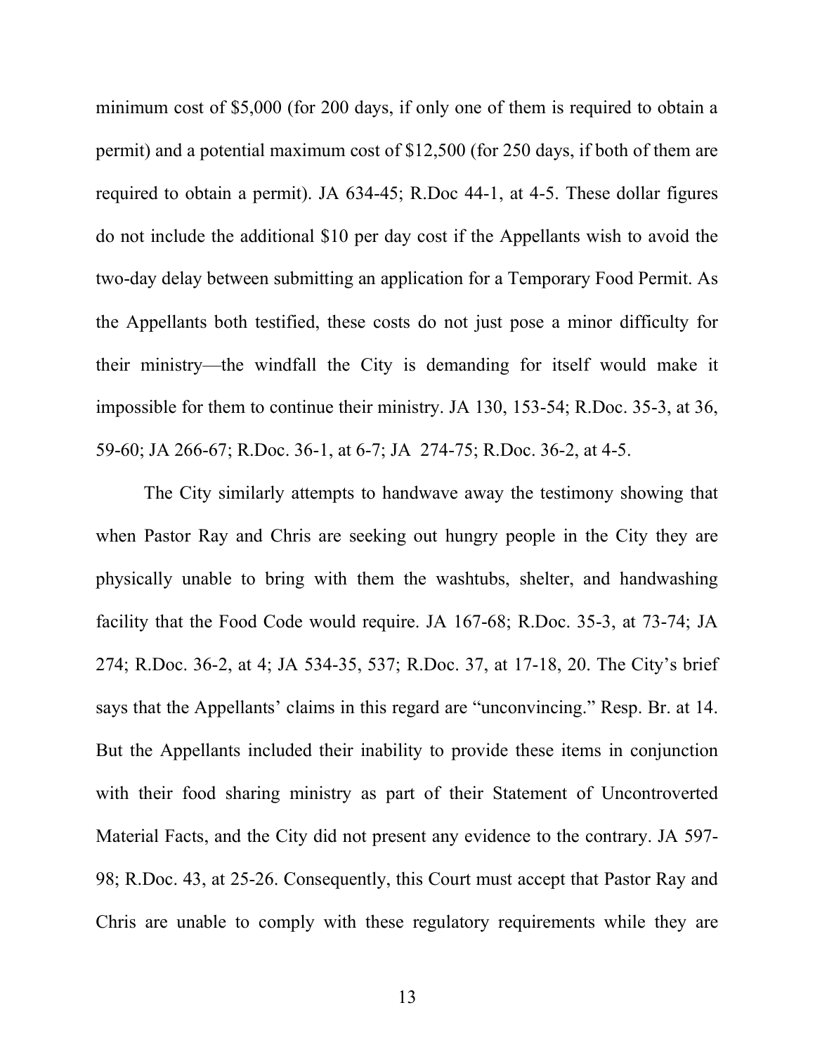minimum cost of $5,000 (for 200 days, if only one of them is required to obtain a permit) and a potential maximum cost of $12,500 (for 250 days, if both of them are required to obtain a permit). JA 634-45; R.Doc 44-1, at 4-5. These dollar figures do not include the additional $10 per day cost if the Appellants wish to avoid the two-day delay between submitting an application for a Temporary Food Permit. As the Appellants both testified, these costs do not just pose a minor difficulty for their ministry—the windfall the City is demanding for itself would make it impossible for them to continue their ministry. JA 130, 153-54; R.Doc. 35-3, at 36, 59-60; JA 266-67; R.Doc. 36-1, at 6-7; JA 274-75; R.Doc. 36-2, at 4-5.

The City similarly attempts to handwave away the testimony showing that when Pastor Ray and Chris are seeking out hungry people in the City they are physically unable to bring with them the washtubs, shelter, and handwashing facility that the Food Code would require. JA 167-68; R.Doc. 35-3, at 73-74; JA 274; R.Doc. 36-2, at 4; JA 534-35, 537; R.Doc. 37, at 17-18, 20. The City's brief says that the Appellants' claims in this regard are "unconvincing." Resp. Br. at 14. But the Appellants included their inability to provide these items in conjunction with their food sharing ministry as part of their Statement of Uncontroverted Material Facts, and the City did not present any evidence to the contrary. JA 597-98; R.Doc. 43, at 25-26. Consequently, this Court must accept that Pastor Ray and Chris are unable to comply with these regulatory requirements while they are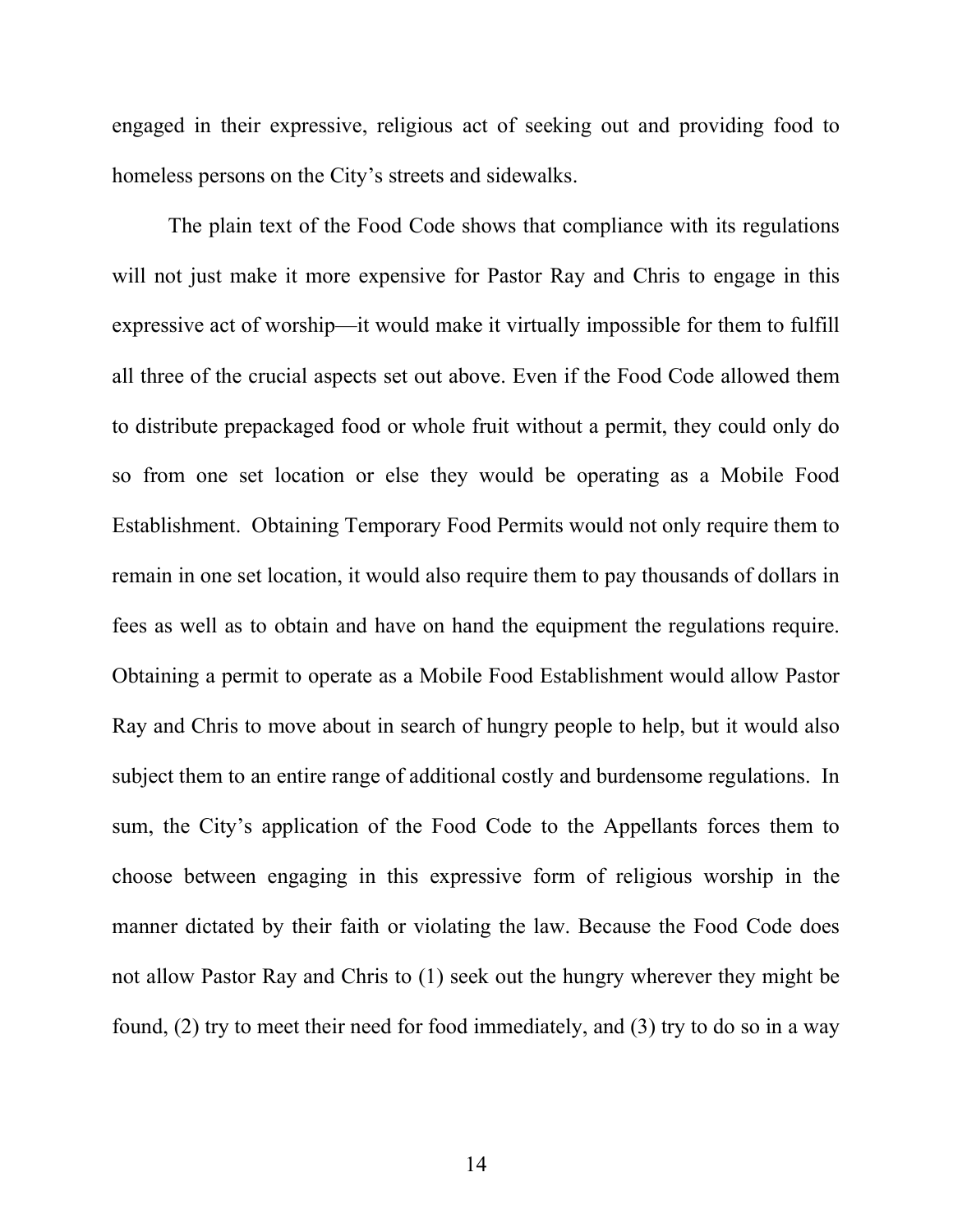engaged in their expressive, religious act of seeking out and providing food to homeless persons on the City's streets and sidewalks.

The plain text of the Food Code shows that compliance with its regulations will not just make it more expensive for Pastor Ray and Chris to engage in this expressive act of worship—it would make it virtually impossible for them to fulfill all three of the crucial aspects set out above. Even if the Food Code allowed them to distribute prepackaged food or whole fruit without a permit, they could only do so from one set location or else they would be operating as a Mobile Food Establishment. Obtaining Temporary Food Permits would not only require them to remain in one set location, it would also require them to pay thousands of dollars in fees as well as to obtain and have on hand the equipment the regulations require. Obtaining a permit to operate as a Mobile Food Establishment would allow Pastor Ray and Chris to move about in search of hungry people to help, but it would also subject them to an entire range of additional costly and burdensome regulations. In sum, the City's application of the Food Code to the Appellants forces them to choose between engaging in this expressive form of religious worship in the manner dictated by their faith or violating the law. Because the Food Code does not allow Pastor Ray and Chris to (1) seek out the hungry wherever they might be found, (2) try to meet their need for food immediately, and (3) try to do so in a way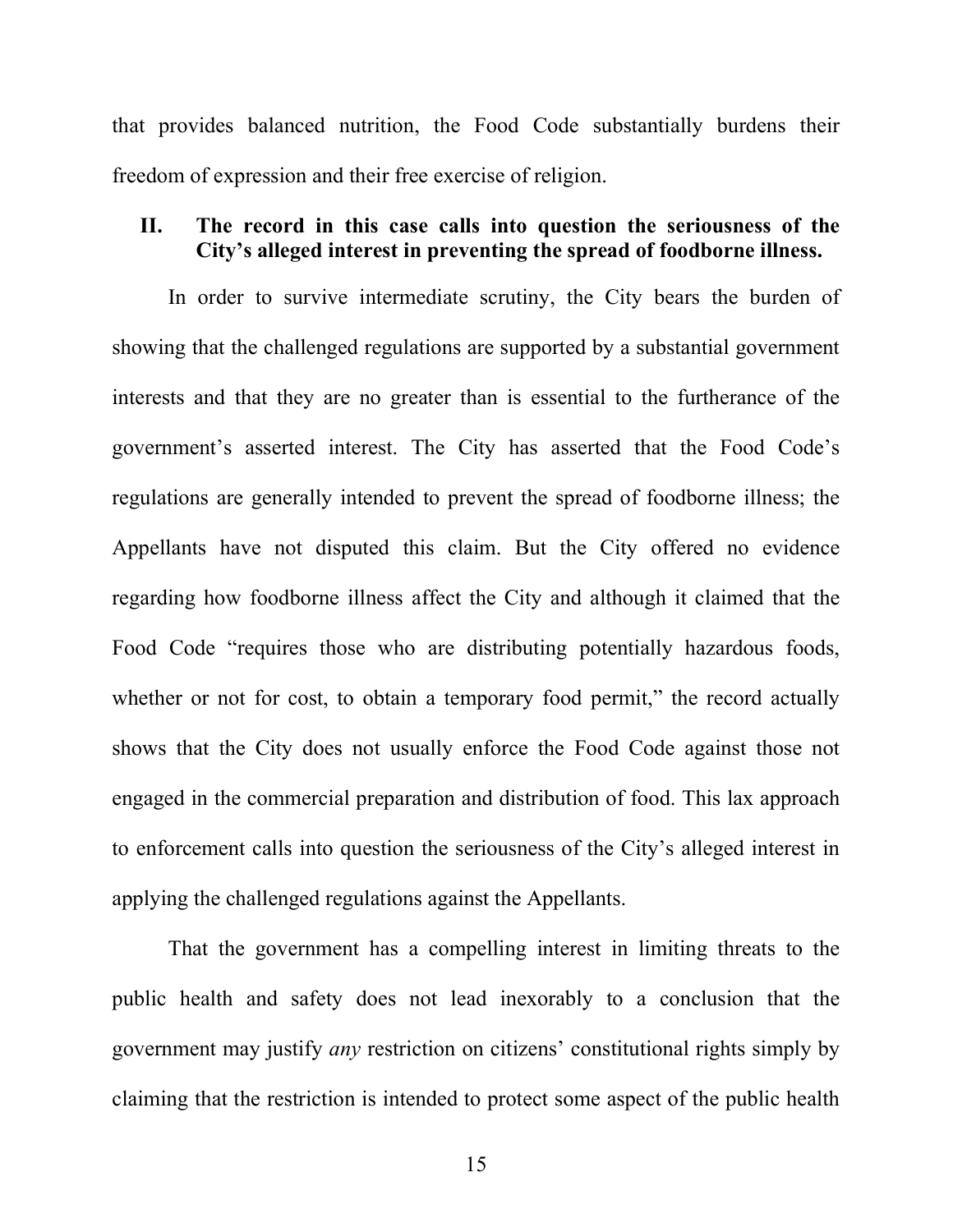that provides balanced nutrition, the Food Code substantially burdens their freedom of expression and their free exercise of religion.

## II. The record in this case calls into question the seriousness of the City's alleged interest in preventing the spread of foodborne illness.

In order to survive intermediate scrutiny, the City bears the burden of showing that the challenged regulations are supported by a substantial government interests and that they are no greater than is essential to the furtherance of the government's asserted interest. The City has asserted that the Food Code's regulations are generally intended to prevent the spread of foodborne illness; the Appellants have not disputed this claim. But the City offered no evidence regarding how foodborne illness affect the City and although it claimed that the Food Code "requires those who are distributing potentially hazardous foods, whether or not for cost, to obtain a temporary food permit," the record actually shows that the City does not usually enforce the Food Code against those not engaged in the commercial preparation and distribution of food. This lax approach to enforcement calls into question the seriousness of the City's alleged interest in applying the challenged regulations against the Appellants.

That the government has a compelling interest in limiting threats to the public health and safety does not lead inexorably to a conclusion that the government may justify *any* restriction on citizens' constitutional rights simply by claiming that the restriction is intended to protect some aspect of the public health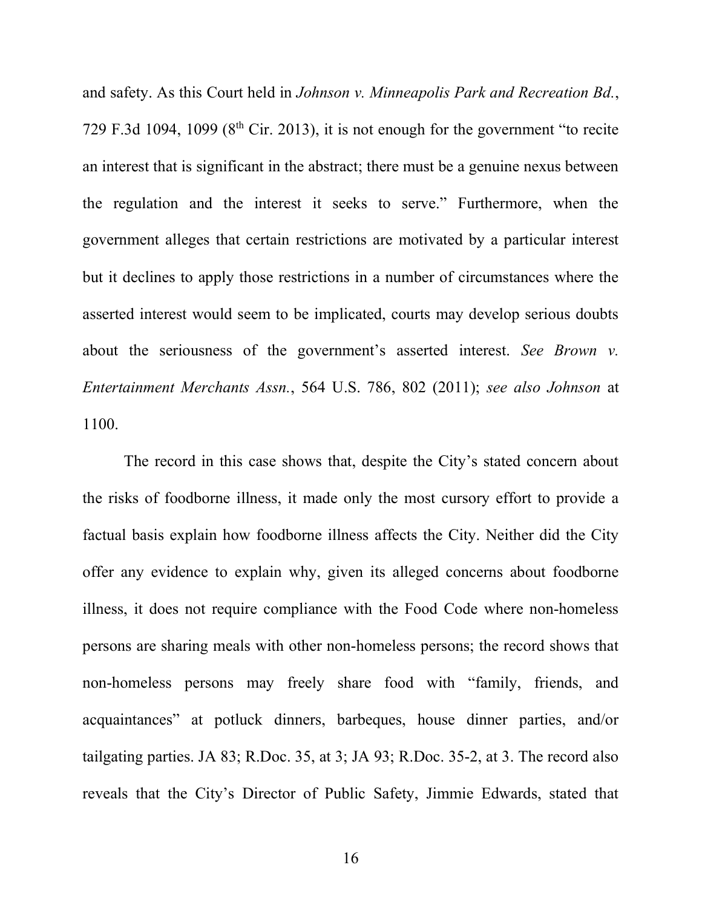and safety. As this Court held in *Johnson v. Minneapolis Park and Recreation Bd.*, 729 F.3d 1094, 1099 (8th Cir. 2013), it is not enough for the government "to recite an interest that is significant in the abstract; there must be a genuine nexus between the regulation and the interest it seeks to serve." Furthermore, when the government alleges that certain restrictions are motivated by a particular interest but it declines to apply those restrictions in a number of circumstances where the asserted interest would seem to be implicated, courts may develop serious doubts about the seriousness of the government's asserted interest. *See Brown v. Entertainment Merchants Assn.*, 564 U.S. 786, 802 (2011); *see also Johnson* at 1100.

The record in this case shows that, despite the City's stated concern about the risks of foodborne illness, it made only the most cursory effort to provide a factual basis explain how foodborne illness affects the City. Neither did the City offer any evidence to explain why, given its alleged concerns about foodborne illness, it does not require compliance with the Food Code where non-homeless persons are sharing meals with other non-homeless persons; the record shows that non-homeless persons may freely share food with "family, friends, and acquaintances" at potluck dinners, barbeques, house dinner parties, and/or tailgating parties. JA 83; R.Doc. 35, at 3; JA 93; R.Doc. 35-2, at 3. The record also reveals that the City's Director of Public Safety, Jimmie Edwards, stated that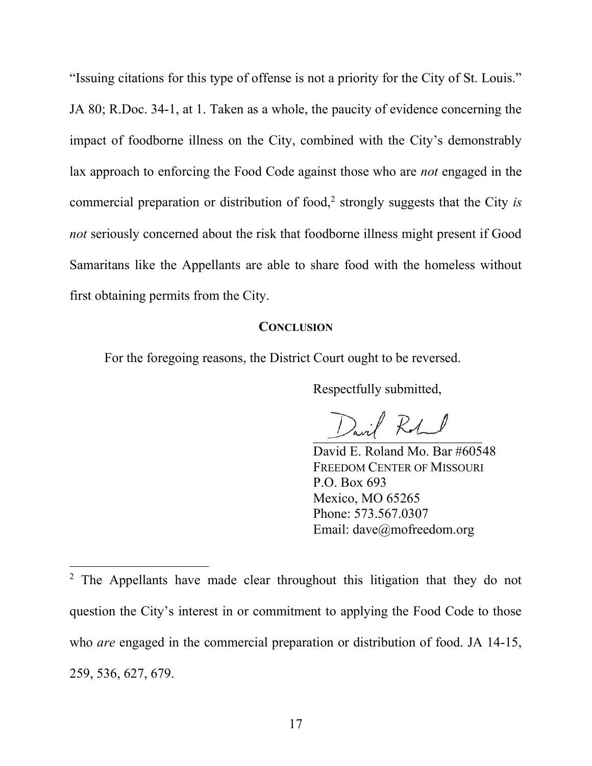"Issuing citations for this type of offense is not a priority for the City of St. Louis." JA 80; R.Doc. 34-1, at 1. Taken as a whole, the paucity of evidence concerning the impact of foodborne illness on the City, combined with the City's demonstrably lax approach to enforcing the Food Code against those who are *not* engaged in the commercial preparation or distribution of food,[2] strongly suggests that the City *is not* seriously concerned about the risk that foodborne illness might present if Good Samaritans like the Appellants are able to share food with the homeless without first obtaining permits from the City.

## CONCLUSION

For the foregoing reasons, the District Court ought to be reversed.

Respectfully submitted,

David E. Roland Mo. Bar #60548
FREEDOM CENTER OF MISSOURI
P.O. Box 693
Mexico, MO 65265
Phone: 573.567.0307
Email: dave@mofreedom.org

---

[2] The Appellants have made clear throughout this litigation that they do not question the City's interest in or commitment to applying the Food Code to those who *are* engaged in the commercial preparation or distribution of food. JA 14-15, 259, 536, 627, 679.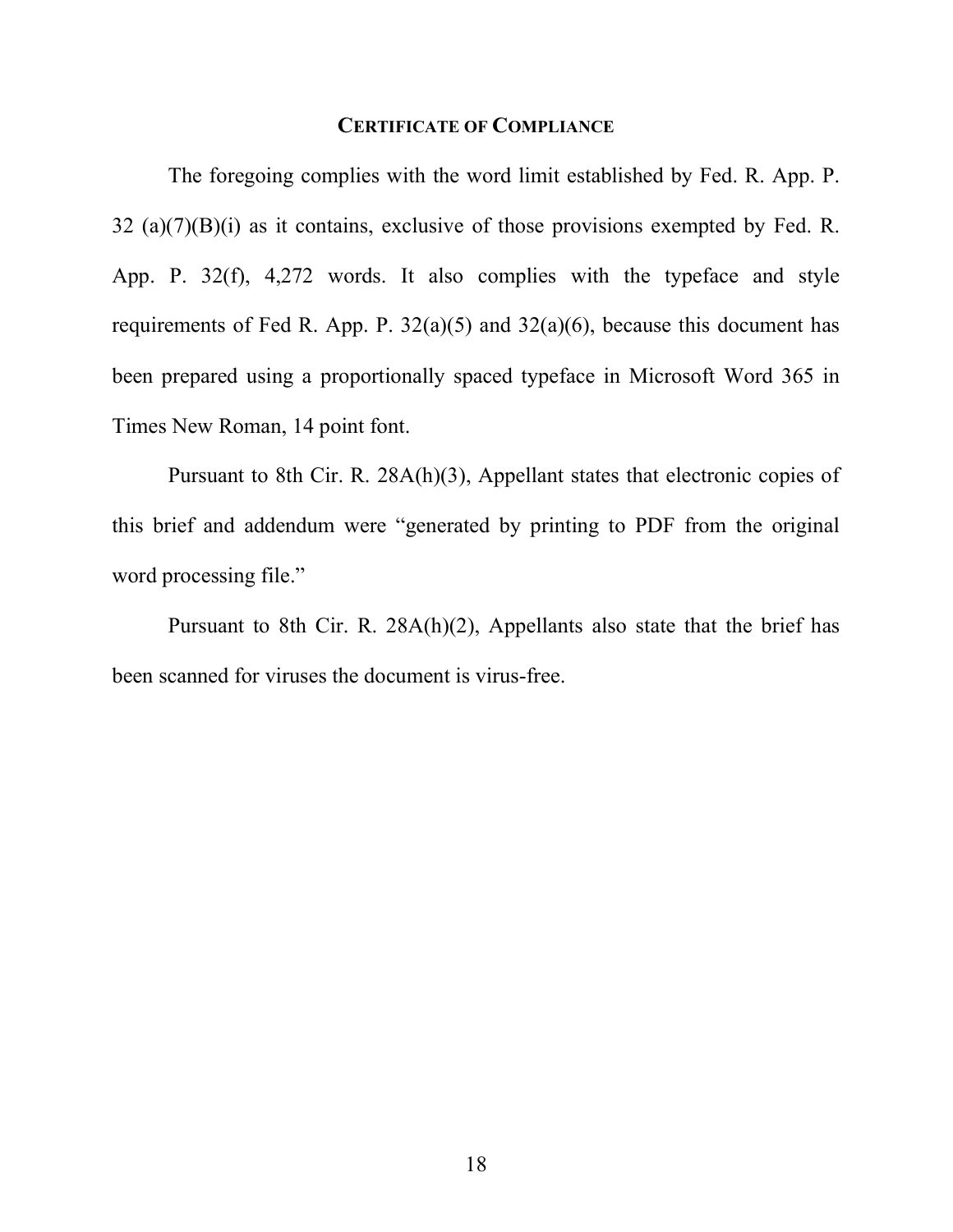## CERTIFICATE OF COMPLIANCE

The foregoing complies with the word limit established by Fed. R. App. P. 32 (a)(7)(B)(i) as it contains, exclusive of those provisions exempted by Fed. R. App. P. 32(f), 4,272 words. It also complies with the typeface and style requirements of Fed R. App. P. 32(a)(5) and 32(a)(6), because this document has been prepared using a proportionally spaced typeface in Microsoft Word 365 in Times New Roman, 14 point font.

Pursuant to 8th Cir. R. 28A(h)(3), Appellant states that electronic copies of this brief and addendum were "generated by printing to PDF from the original word processing file."

Pursuant to 8th Cir. R. 28A(h)(2), Appellants also state that the brief has been scanned for viruses the document is virus-free.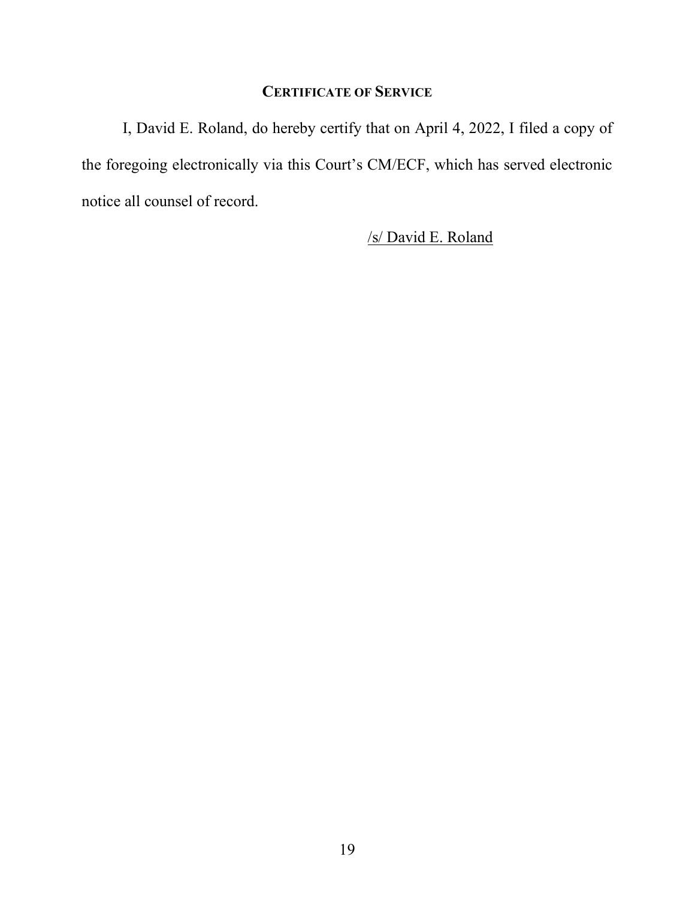## CERTIFICATE OF SERVICE

I, David E. Roland, do hereby certify that on April 4, 2022, I filed a copy of the foregoing electronically via this Court's CM/ECF, which has served electronic notice all counsel of record.

/s/ David E. Roland